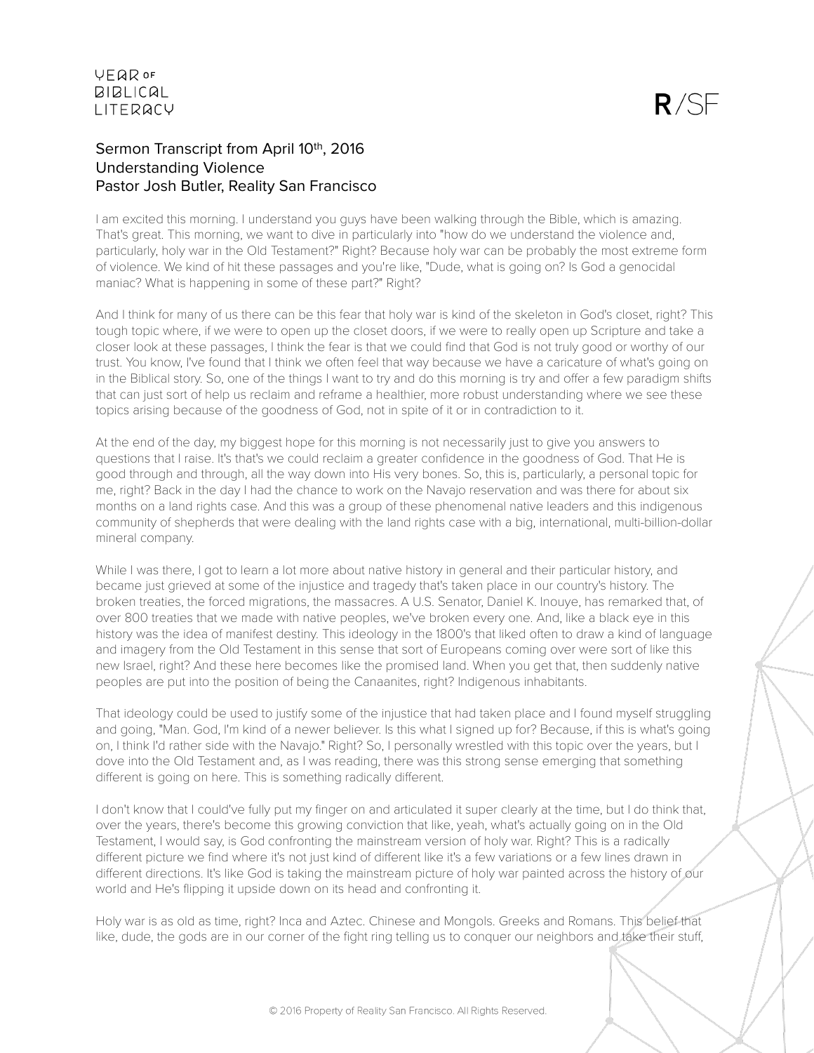# Sermon Transcript from April 10th, 2016
## Understanding Violence
### Pastor Josh Butler, Reality San Francisco

I am excited this morning. I understand you guys have been walking through the Bible, which is amazing. That's great. This morning, we want to dive in particularly into "how do we understand the violence and, particularly, holy war in the Old Testament?" Right? Because holy war can be probably the most extreme form of violence. We kind of hit these passages and you're like, "Dude, what is going on? Is God a genocidal maniac? What is happening in some of these part?" Right?

And I think for many of us there can be this fear that holy war is kind of the skeleton in God's closet, right? This tough topic where, if we were to open up the closet doors, if we were to really open up Scripture and take a closer look at these passages, I think the fear is that we could find that God is not truly good or worthy of our trust. You know, I've found that I think we often feel that way because we have a caricature of what's going on in the Biblical story. So, one of the things I want to try and do this morning is try and offer a few paradigm shifts that can just sort of help us reclaim and reframe a healthier, more robust understanding where we see these topics arising because of the goodness of God, not in spite of it or in contradiction to it.

At the end of the day, my biggest hope for this morning is not necessarily just to give you answers to questions that I raise. It's that's we could reclaim a greater confidence in the goodness of God. That He is good through and through, all the way down into His very bones. So, this is, particularly, a personal topic for me, right? Back in the day I had the chance to work on the Navajo reservation and was there for about six months on a land rights case. And this was a group of these phenomenal native leaders and this indigenous community of shepherds that were dealing with the land rights case with a big, international, multi-billion-dollar mineral company.

While I was there, I got to learn a lot more about native history in general and their particular history, and became just grieved at some of the injustice and tragedy that's taken place in our country's history. The broken treaties, the forced migrations, the massacres. A U.S. Senator, Daniel K. Inouye, has remarked that, of over 800 treaties that we made with native peoples, we've broken every one. And, like a black eye in this history was the idea of manifest destiny. This ideology in the 1800's that liked often to draw a kind of language and imagery from the Old Testament in this sense that sort of Europeans coming over were sort of like this new Israel, right? And these here becomes like the promised land. When you get that, then suddenly native peoples are put into the position of being the Canaanites, right? Indigenous inhabitants.

That ideology could be used to justify some of the injustice that had taken place and I found myself struggling and going, "Man. God, I'm kind of a newer believer. Is this what I signed up for? Because, if this is what's going on, I think I'd rather side with the Navajo." Right? So, I personally wrestled with this topic over the years, but I dove into the Old Testament and, as I was reading, there was this strong sense emerging that something different is going on here. This is something radically different.

I don't know that I could've fully put my finger on and articulated it super clearly at the time, but I do think that, over the years, there's become this growing conviction that like, yeah, what's actually going on in the Old Testament, I would say, is God confronting the mainstream version of holy war. Right? This is a radically different picture we find where it's not just kind of different like it's a few variations or a few lines drawn in different directions. It's like God is taking the mainstream picture of holy war painted across the history of our world and He's flipping it upside down on its head and confronting it.

Holy war is as old as time, right? Inca and Aztec. Chinese and Mongols. Greeks and Romans. This belief that like, dude, the gods are in our corner of the fight ring telling us to conquer our neighbors and take their stuff,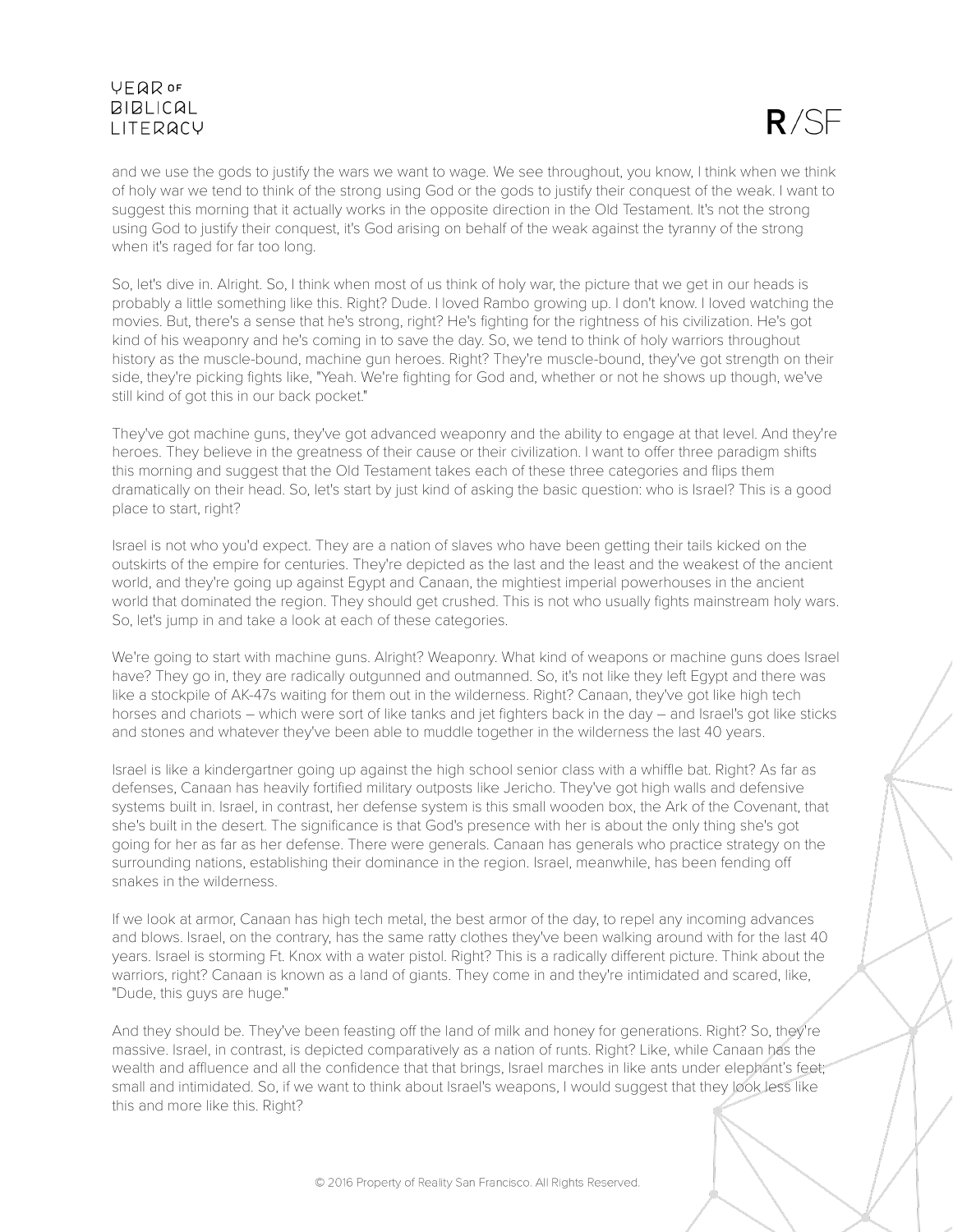and we use the gods to justify the wars we want to wage. We see throughout, you know, I think when we think of holy war we tend to think of the strong using God or the gods to justify their conquest of the weak. I want to suggest this morning that it actually works in the opposite direction in the Old Testament. It's not the strong using God to justify their conquest, it's God arising on behalf of the weak against the tyranny of the strong when it's raged for far too long.

So, let's dive in. Alright. So, I think when most of us think of holy war, the picture that we get in our heads is probably a little something like this. Right? Dude. I loved Rambo growing up. I don't know. I loved watching the movies. But, there's a sense that he's strong, right? He's fighting for the rightness of his civilization. He's got kind of his weaponry and he's coming in to save the day. So, we tend to think of holy warriors throughout history as the muscle-bound, machine gun heroes. Right? They're muscle-bound, they've got strength on their side, they're picking fights like, "Yeah. We're fighting for God and, whether or not he shows up though, we've still kind of got this in our back pocket."

They've got machine guns, they've got advanced weaponry and the ability to engage at that level. And they're heroes. They believe in the greatness of their cause or their civilization. I want to offer three paradigm shifts this morning and suggest that the Old Testament takes each of these three categories and flips them dramatically on their head. So, let's start by just kind of asking the basic question: who is Israel? This is a good place to start, right?

Israel is not who you'd expect. They are a nation of slaves who have been getting their tails kicked on the outskirts of the empire for centuries. They're depicted as the last and the least and the weakest of the ancient world, and they're going up against Egypt and Canaan, the mightiest imperial powerhouses in the ancient world that dominated the region. They should get crushed. This is not who usually fights mainstream holy wars. So, let's jump in and take a look at each of these categories.

We're going to start with machine guns. Alright? Weaponry. What kind of weapons or machine guns does Israel have? They go in, they are radically outgunned and outmanned. So, it's not like they left Egypt and there was like a stockpile of AK-47s waiting for them out in the wilderness. Right? Canaan, they've got like high tech horses and chariots – which were sort of like tanks and jet fighters back in the day – and Israel's got like sticks and stones and whatever they've been able to muddle together in the wilderness the last 40 years.

Israel is like a kindergartner going up against the high school senior class with a whiffle bat. Right? As far as defenses, Canaan has heavily fortified military outposts like Jericho. They've got high walls and defensive systems built in. Israel, in contrast, her defense system is this small wooden box, the Ark of the Covenant, that she's built in the desert. The significance is that God's presence with her is about the only thing she's got going for her as far as her defense. There were generals. Canaan has generals who practice strategy on the surrounding nations, establishing their dominance in the region. Israel, meanwhile, has been fending off snakes in the wilderness.

If we look at armor, Canaan has high tech metal, the best armor of the day, to repel any incoming advances and blows. Israel, on the contrary, has the same ratty clothes they've been walking around with for the last 40 years. Israel is storming Ft. Knox with a water pistol. Right? This is a radically different picture. Think about the warriors, right? Canaan is known as a land of giants. They come in and they're intimidated and scared, like, "Dude, this guys are huge."

And they should be. They've been feasting off the land of milk and honey for generations. Right? So, they're massive. Israel, in contrast, is depicted comparatively as a nation of runts. Right? Like, while Canaan has the wealth and affluence and all the confidence that that brings, Israel marches in like ants under elephant's feet; small and intimidated. So, if we want to think about Israel's weapons, I would suggest that they look less like this and more like this. Right?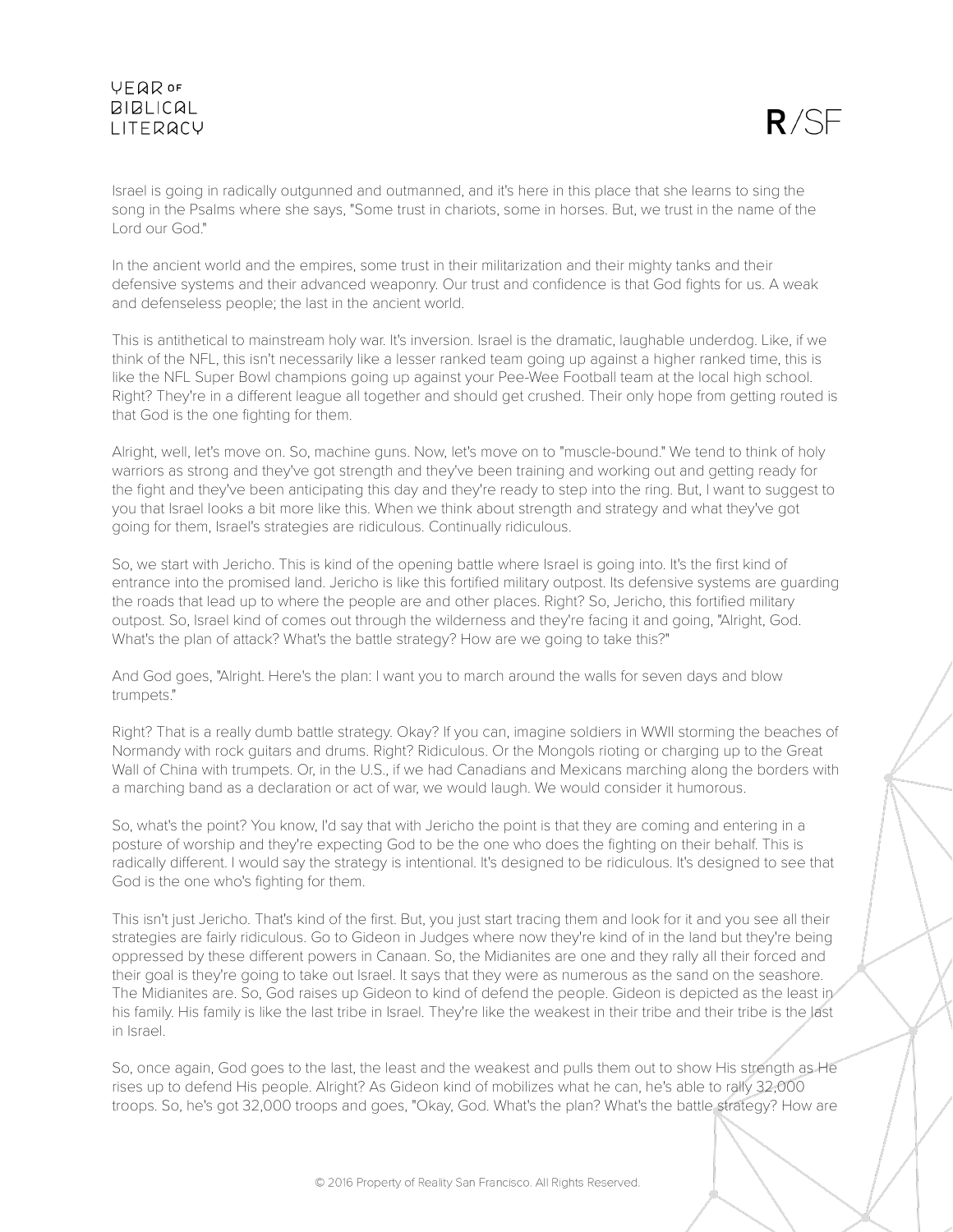Israel is going in radically outgunned and outmanned, and it's here in this place that she learns to sing the song in the Psalms where she says, "Some trust in chariots, some in horses. But, we trust in the name of the Lord our God."

In the ancient world and the empires, some trust in their militarization and their mighty tanks and their defensive systems and their advanced weaponry. Our trust and confidence is that God fights for us. A weak and defenseless people; the last in the ancient world.

This is antithetical to mainstream holy war. It's inversion. Israel is the dramatic, laughable underdog. Like, if we think of the NFL, this isn't necessarily like a lesser ranked team going up against a higher ranked time, this is like the NFL Super Bowl champions going up against your Pee-Wee Football team at the local high school. Right? They're in a different league all together and should get crushed. Their only hope from getting routed is that God is the one fighting for them.

Alright, well, let's move on. So, machine guns. Now, let's move on to "muscle-bound." We tend to think of holy warriors as strong and they've got strength and they've been training and working out and getting ready for the fight and they've been anticipating this day and they're ready to step into the ring. But, I want to suggest to you that Israel looks a bit more like this. When we think about strength and strategy and what they've got going for them, Israel's strategies are ridiculous. Continually ridiculous.

So, we start with Jericho. This is kind of the opening battle where Israel is going into. It's the first kind of entrance into the promised land. Jericho is like this fortified military outpost. Its defensive systems are guarding the roads that lead up to where the people are and other places. Right? So, Jericho, this fortified military outpost. So, Israel kind of comes out through the wilderness and they're facing it and going, "Alright, God. What's the plan of attack? What's the battle strategy? How are we going to take this?"

And God goes, "Alright. Here's the plan: I want you to march around the walls for seven days and blow trumpets."

Right? That is a really dumb battle strategy. Okay? If you can, imagine soldiers in WWII storming the beaches of Normandy with rock guitars and drums. Right? Ridiculous. Or the Mongols rioting or charging up to the Great Wall of China with trumpets. Or, in the U.S., if we had Canadians and Mexicans marching along the borders with a marching band as a declaration or act of war, we would laugh. We would consider it humorous.

So, what's the point? You know, I'd say that with Jericho the point is that they are coming and entering in a posture of worship and they're expecting God to be the one who does the fighting on their behalf. This is radically different. I would say the strategy is intentional. It's designed to be ridiculous. It's designed to see that God is the one who's fighting for them.

This isn't just Jericho. That's kind of the first. But, you just start tracing them and look for it and you see all their strategies are fairly ridiculous. Go to Gideon in Judges where now they're kind of in the land but they're being oppressed by these different powers in Canaan. So, the Midianites are one and they rally all their forced and their goal is they're going to take out Israel. It says that they were as numerous as the sand on the seashore. The Midianites are. So, God raises up Gideon to kind of defend the people. Gideon is depicted as the least in his family. His family is like the last tribe in Israel. They're like the weakest in their tribe and their tribe is the last in Israel.

So, once again, God goes to the last, the least and the weakest and pulls them out to show His strength as He rises up to defend His people. Alright? As Gideon kind of mobilizes what he can, he's able to rally 32,000 troops. So, he's got 32,000 troops and goes, "Okay, God. What's the plan? What's the battle strategy? How are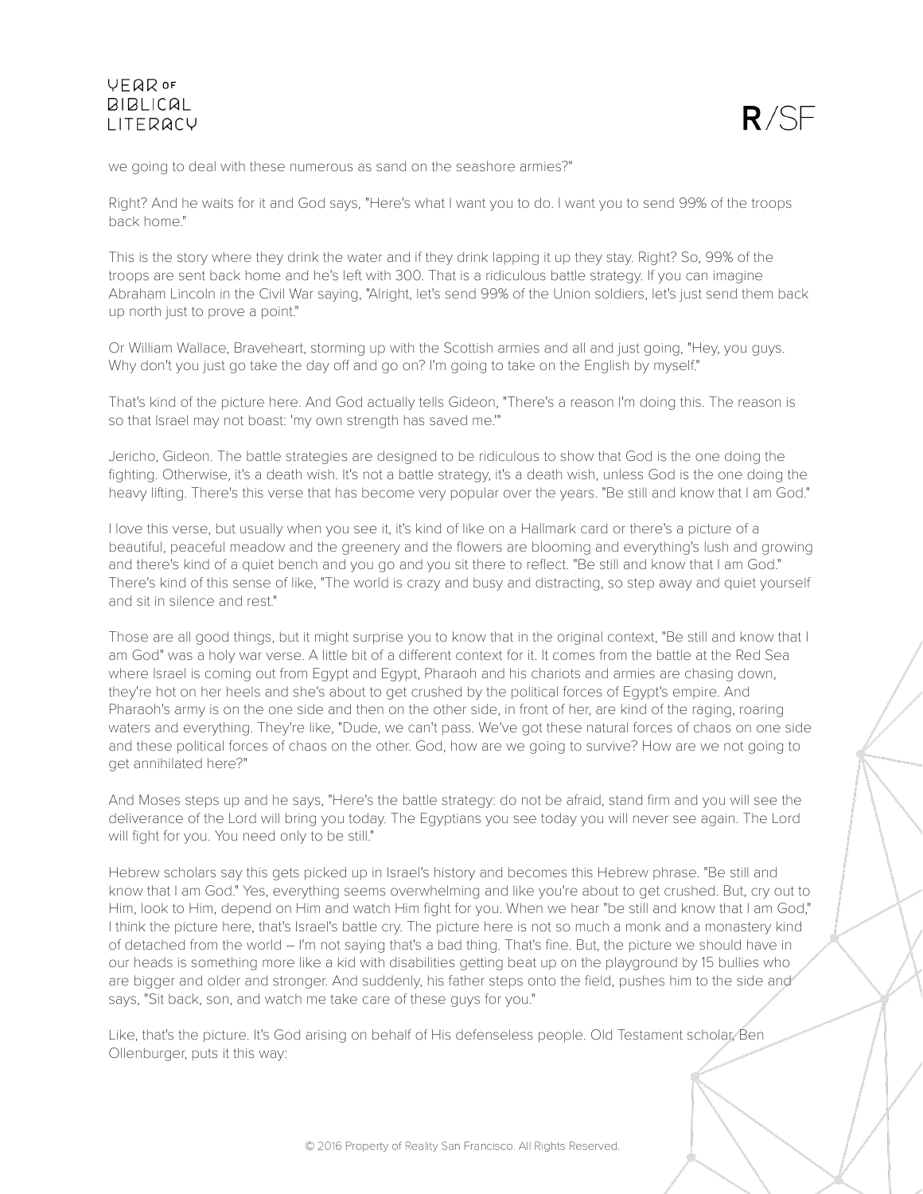we going to deal with these numerous as sand on the seashore armies?"

Right? And he waits for it and God says, "Here's what I want you to do. I want you to send 99% of the troops back home."

This is the story where they drink the water and if they drink lapping it up they stay. Right? So, 99% of the troops are sent back home and he's left with 300. That is a ridiculous battle strategy. If you can imagine Abraham Lincoln in the Civil War saying, "Alright, let's send 99% of the Union soldiers, let's just send them back up north just to prove a point."

Or William Wallace, Braveheart, storming up with the Scottish armies and all and just going, "Hey, you guys. Why don't you just go take the day off and go on? I'm going to take on the English by myself."

That's kind of the picture here. And God actually tells Gideon, "There's a reason I'm doing this. The reason is so that Israel may not boast: 'my own strength has saved me.'"

Jericho, Gideon. The battle strategies are designed to be ridiculous to show that God is the one doing the fighting. Otherwise, it's a death wish. It's not a battle strategy, it's a death wish, unless God is the one doing the heavy lifting. There's this verse that has become very popular over the years. "Be still and know that I am God."

I love this verse, but usually when you see it, it's kind of like on a Hallmark card or there's a picture of a beautiful, peaceful meadow and the greenery and the flowers are blooming and everything's lush and growing and there's kind of a quiet bench and you go and you sit there to reflect. "Be still and know that I am God." There's kind of this sense of like, "The world is crazy and busy and distracting, so step away and quiet yourself and sit in silence and rest."

Those are all good things, but it might surprise you to know that in the original context, "Be still and know that I am God" was a holy war verse. A little bit of a different context for it. It comes from the battle at the Red Sea where Israel is coming out from Egypt and Egypt, Pharaoh and his chariots and armies are chasing down, they're hot on her heels and she's about to get crushed by the political forces of Egypt's empire. And Pharaoh's army is on the one side and then on the other side, in front of her, are kind of the raging, roaring waters and everything. They're like, "Dude, we can't pass. We've got these natural forces of chaos on one side and these political forces of chaos on the other. God, how are we going to survive? How are we not going to get annihilated here?"

And Moses steps up and he says, "Here's the battle strategy: do not be afraid, stand firm and you will see the deliverance of the Lord will bring you today. The Egyptians you see today you will never see again. The Lord will fight for you. You need only to be still."

Hebrew scholars say this gets picked up in Israel's history and becomes this Hebrew phrase. "Be still and know that I am God." Yes, everything seems overwhelming and like you're about to get crushed. But, cry out to Him, look to Him, depend on Him and watch Him fight for you. When we hear "be still and know that I am God," I think the picture here, that's Israel's battle cry. The picture here is not so much a monk and a monastery kind of detached from the world – I'm not saying that's a bad thing. That's fine. But, the picture we should have in our heads is something more like a kid with disabilities getting beat up on the playground by 15 bullies who are bigger and older and stronger. And suddenly, his father steps onto the field, pushes him to the side and says, "Sit back, son, and watch me take care of these guys for you."

Like, that's the picture. It's God arising on behalf of His defenseless people. Old Testament scholar, Ben Ollenburger, puts it this way: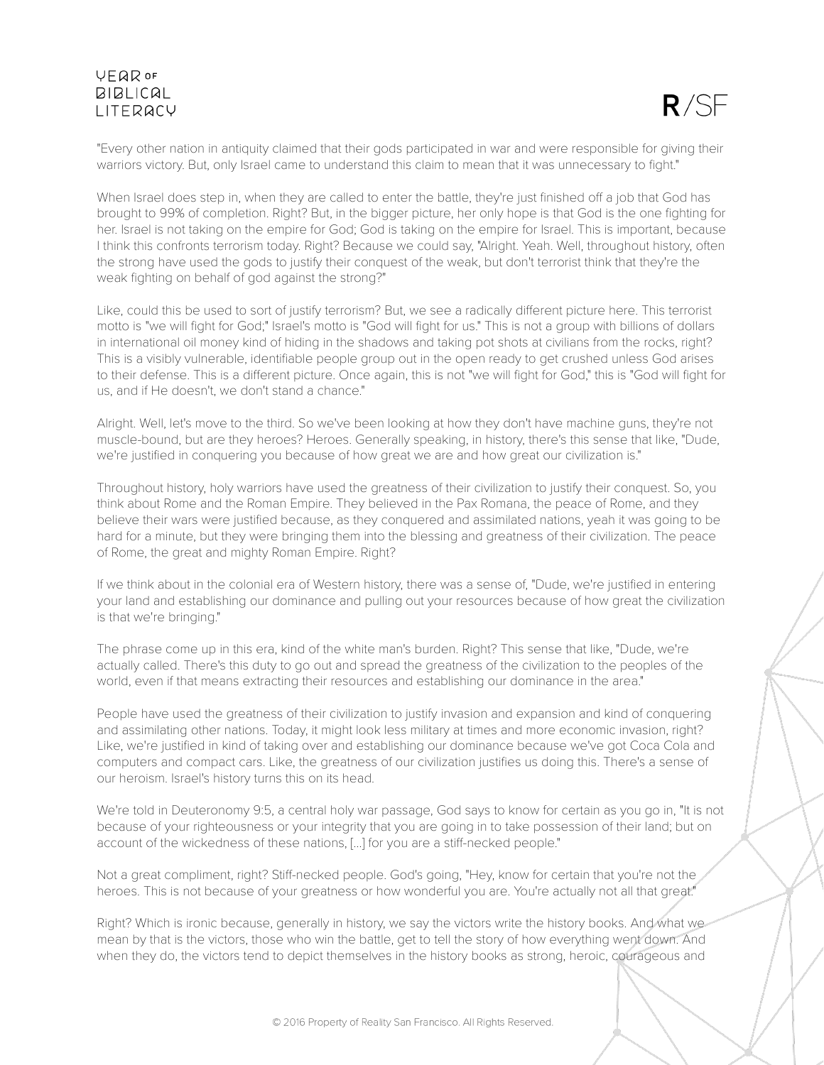"Every other nation in antiquity claimed that their gods participated in war and were responsible for giving their warriors victory. But, only Israel came to understand this claim to mean that it was unnecessary to fight."

When Israel does step in, when they are called to enter the battle, they're just finished off a job that God has brought to 99% of completion. Right? But, in the bigger picture, her only hope is that God is the one fighting for her. Israel is not taking on the empire for God; God is taking on the empire for Israel. This is important, because I think this confronts terrorism today. Right? Because we could say, "Alright. Yeah. Well, throughout history, often the strong have used the gods to justify their conquest of the weak, but don't terrorist think that they're the weak fighting on behalf of god against the strong?"

Like, could this be used to sort of justify terrorism? But, we see a radically different picture here. This terrorist motto is "we will fight for God;" Israel's motto is "God will fight for us." This is not a group with billions of dollars in international oil money kind of hiding in the shadows and taking pot shots at civilians from the rocks, right? This is a visibly vulnerable, identifiable people group out in the open ready to get crushed unless God arises to their defense. This is a different picture. Once again, this is not "we will fight for God," this is "God will fight for us, and if He doesn't, we don't stand a chance."

Alright. Well, let's move to the third. So we've been looking at how they don't have machine guns, they're not muscle-bound, but are they heroes? Heroes. Generally speaking, in history, there's this sense that like, "Dude, we're justified in conquering you because of how great we are and how great our civilization is."

Throughout history, holy warriors have used the greatness of their civilization to justify their conquest. So, you think about Rome and the Roman Empire. They believed in the Pax Romana, the peace of Rome, and they believe their wars were justified because, as they conquered and assimilated nations, yeah it was going to be hard for a minute, but they were bringing them into the blessing and greatness of their civilization. The peace of Rome, the great and mighty Roman Empire. Right?

If we think about in the colonial era of Western history, there was a sense of, "Dude, we're justified in entering your land and establishing our dominance and pulling out your resources because of how great the civilization is that we're bringing."

The phrase come up in this era, kind of the white man's burden. Right? This sense that like, "Dude, we're actually called. There's this duty to go out and spread the greatness of the civilization to the peoples of the world, even if that means extracting their resources and establishing our dominance in the area."

People have used the greatness of their civilization to justify invasion and expansion and kind of conquering and assimilating other nations. Today, it might look less military at times and more economic invasion, right? Like, we're justified in kind of taking over and establishing our dominance because we've got Coca Cola and computers and compact cars. Like, the greatness of our civilization justifies us doing this. There's a sense of our heroism. Israel's history turns this on its head.

We're told in Deuteronomy 9:5, a central holy war passage, God says to know for certain as you go in, "It is not because of your righteousness or your integrity that you are going in to take possession of their land; but on account of the wickedness of these nations, [...] for you are a stiff-necked people."

Not a great compliment, right? Stiff-necked people. God's going, "Hey, know for certain that you're not the heroes. This is not because of your greatness or how wonderful you are. You're actually not all that great."

Right? Which is ironic because, generally in history, we say the victors write the history books. And what we mean by that is the victors, those who win the battle, get to tell the story of how everything went down. And when they do, the victors tend to depict themselves in the history books as strong, heroic, courageous and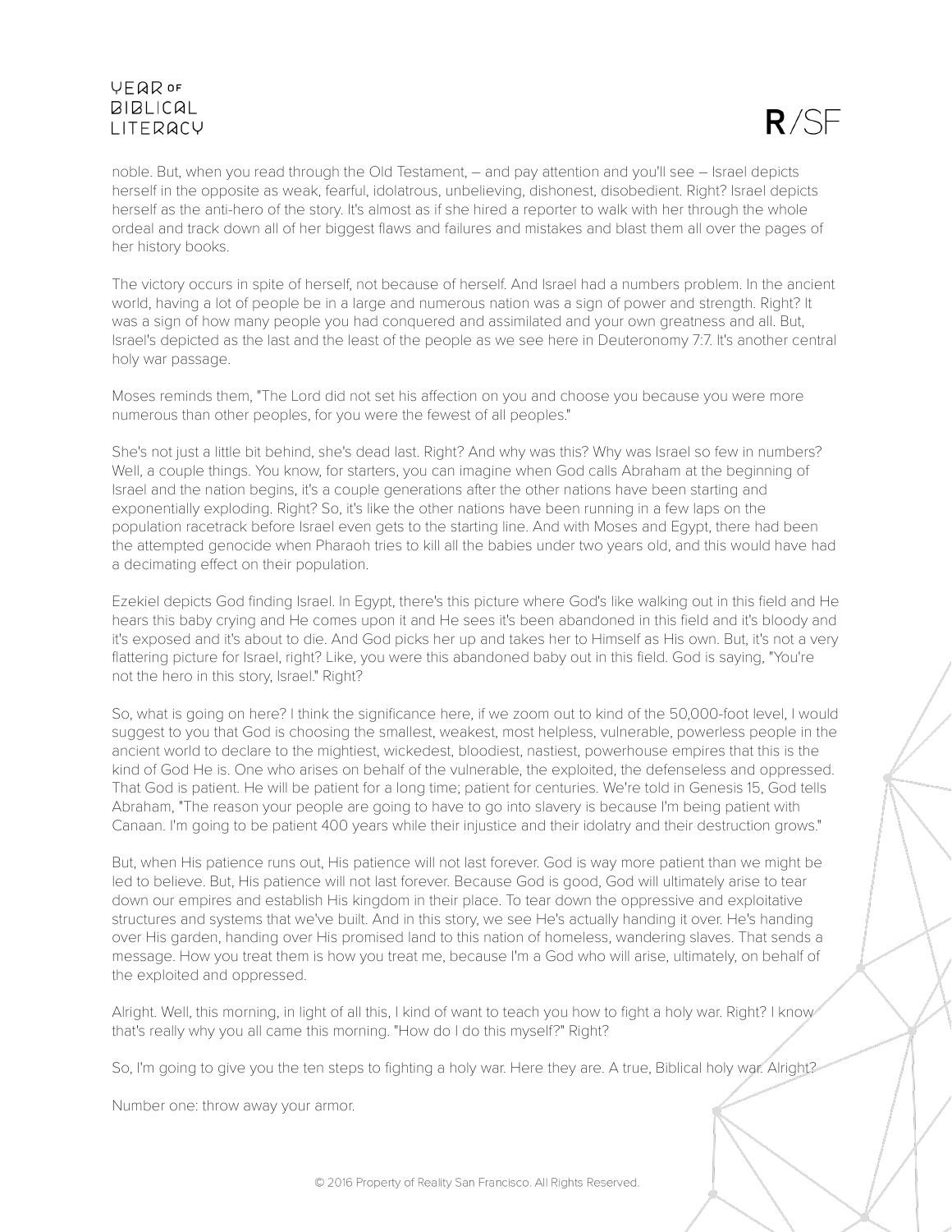noble. But, when you read through the Old Testament, – and pay attention and you'll see – Israel depicts herself in the opposite as weak, fearful, idolatrous, unbelieving, dishonest, disobedient. Right? Israel depicts herself as the anti-hero of the story. It's almost as if she hired a reporter to walk with her through the whole ordeal and track down all of her biggest flaws and failures and mistakes and blast them all over the pages of her history books.

The victory occurs in spite of herself, not because of herself. And Israel had a numbers problem. In the ancient world, having a lot of people be in a large and numerous nation was a sign of power and strength. Right? It was a sign of how many people you had conquered and assimilated and your own greatness and all. But, Israel's depicted as the last and the least of the people as we see here in Deuteronomy 7:7. It's another central holy war passage.

Moses reminds them, "The Lord did not set his affection on you and choose you because you were more numerous than other peoples, for you were the fewest of all peoples."

She's not just a little bit behind, she's dead last. Right? And why was this? Why was Israel so few in numbers? Well, a couple things. You know, for starters, you can imagine when God calls Abraham at the beginning of Israel and the nation begins, it's a couple generations after the other nations have been starting and exponentially exploding. Right? So, it's like the other nations have been running in a few laps on the population racetrack before Israel even gets to the starting line. And with Moses and Egypt, there had been the attempted genocide when Pharaoh tries to kill all the babies under two years old, and this would have had a decimating effect on their population.

Ezekiel depicts God finding Israel. In Egypt, there's this picture where God's like walking out in this field and He hears this baby crying and He comes upon it and He sees it's been abandoned in this field and it's bloody and it's exposed and it's about to die. And God picks her up and takes her to Himself as His own. But, it's not a very flattering picture for Israel, right? Like, you were this abandoned baby out in this field. God is saying, "You're not the hero in this story, Israel." Right?

So, what is going on here? I think the significance here, if we zoom out to kind of the 50,000-foot level, I would suggest to you that God is choosing the smallest, weakest, most helpless, vulnerable, powerless people in the ancient world to declare to the mightiest, wickedest, bloodiest, nastiest, powerhouse empires that this is the kind of God He is. One who arises on behalf of the vulnerable, the exploited, the defenseless and oppressed. That God is patient. He will be patient for a long time; patient for centuries. We're told in Genesis 15, God tells Abraham, "The reason your people are going to have to go into slavery is because I'm being patient with Canaan. I'm going to be patient 400 years while their injustice and their idolatry and their destruction grows."

But, when His patience runs out, His patience will not last forever. God is way more patient than we might be led to believe. But, His patience will not last forever. Because God is good, God will ultimately arise to tear down our empires and establish His kingdom in their place. To tear down the oppressive and exploitative structures and systems that we've built. And in this story, we see He's actually handing it over. He's handing over His garden, handing over His promised land to this nation of homeless, wandering slaves. That sends a message. How you treat them is how you treat me, because I'm a God who will arise, ultimately, on behalf of the exploited and oppressed.

Alright. Well, this morning, in light of all this, I kind of want to teach you how to fight a holy war. Right? I know that's really why you all came this morning. "How do I do this myself?" Right?

So, I'm going to give you the ten steps to fighting a holy war. Here they are. A true, Biblical holy war. Alright?

Number one: throw away your armor.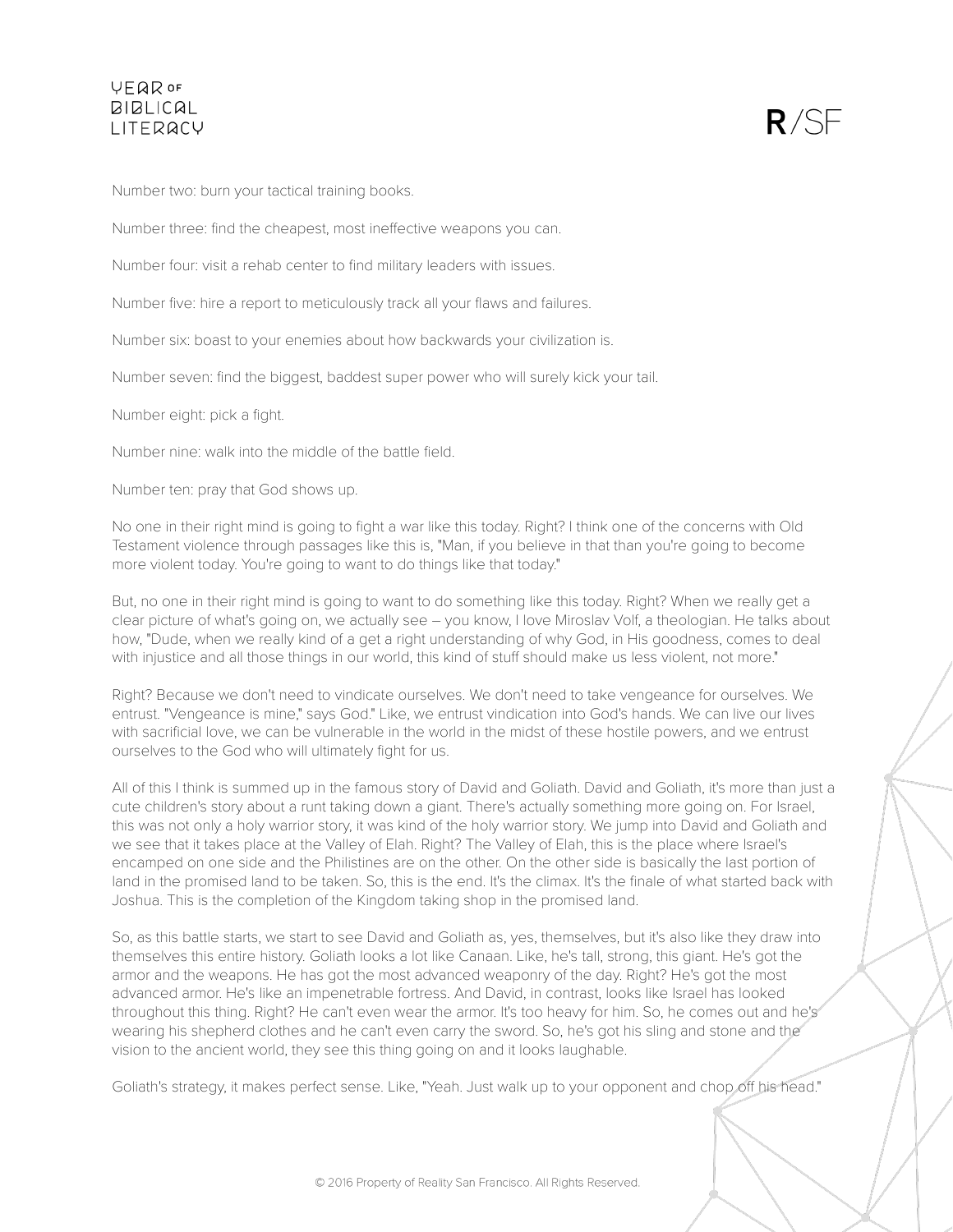Number two: burn your tactical training books.

Number three: find the cheapest, most ineffective weapons you can.

Number four: visit a rehab center to find military leaders with issues.

Number five: hire a report to meticulously track all your flaws and failures.

Number six: boast to your enemies about how backwards your civilization is.

Number seven: find the biggest, baddest super power who will surely kick your tail.

Number eight: pick a fight.

Number nine: walk into the middle of the battle field.

Number ten: pray that God shows up.

No one in their right mind is going to fight a war like this today. Right? I think one of the concerns with Old Testament violence through passages like this is, "Man, if you believe in that than you're going to become more violent today. You're going to want to do things like that today."

But, no one in their right mind is going to want to do something like this today. Right? When we really get a clear picture of what's going on, we actually see – you know, I love Miroslav Volf, a theologian. He talks about how, "Dude, when we really kind of a get a right understanding of why God, in His goodness, comes to deal with injustice and all those things in our world, this kind of stuff should make us less violent, not more."

Right? Because we don't need to vindicate ourselves. We don't need to take vengeance for ourselves. We entrust. "Vengeance is mine," says God." Like, we entrust vindication into God's hands. We can live our lives with sacrificial love, we can be vulnerable in the world in the midst of these hostile powers, and we entrust ourselves to the God who will ultimately fight for us.

All of this I think is summed up in the famous story of David and Goliath. David and Goliath, it's more than just a cute children's story about a runt taking down a giant. There's actually something more going on. For Israel, this was not only a holy warrior story, it was kind of the holy warrior story. We jump into David and Goliath and we see that it takes place at the Valley of Elah. Right? The Valley of Elah, this is the place where Israel's encamped on one side and the Philistines are on the other. On the other side is basically the last portion of land in the promised land to be taken. So, this is the end. It's the climax. It's the finale of what started back with Joshua. This is the completion of the Kingdom taking shop in the promised land.

So, as this battle starts, we start to see David and Goliath as, yes, themselves, but it's also like they draw into themselves this entire history. Goliath looks a lot like Canaan. Like, he's tall, strong, this giant. He's got the armor and the weapons. He has got the most advanced weaponry of the day. Right? He's got the most advanced armor. He's like an impenetrable fortress. And David, in contrast, looks like Israel has looked throughout this thing. Right? He can't even wear the armor. It's too heavy for him. So, he comes out and he's wearing his shepherd clothes and he can't even carry the sword. So, he's got his sling and stone and the vision to the ancient world, they see this thing going on and it looks laughable.

Goliath's strategy, it makes perfect sense. Like, "Yeah. Just walk up to your opponent and chop off his head."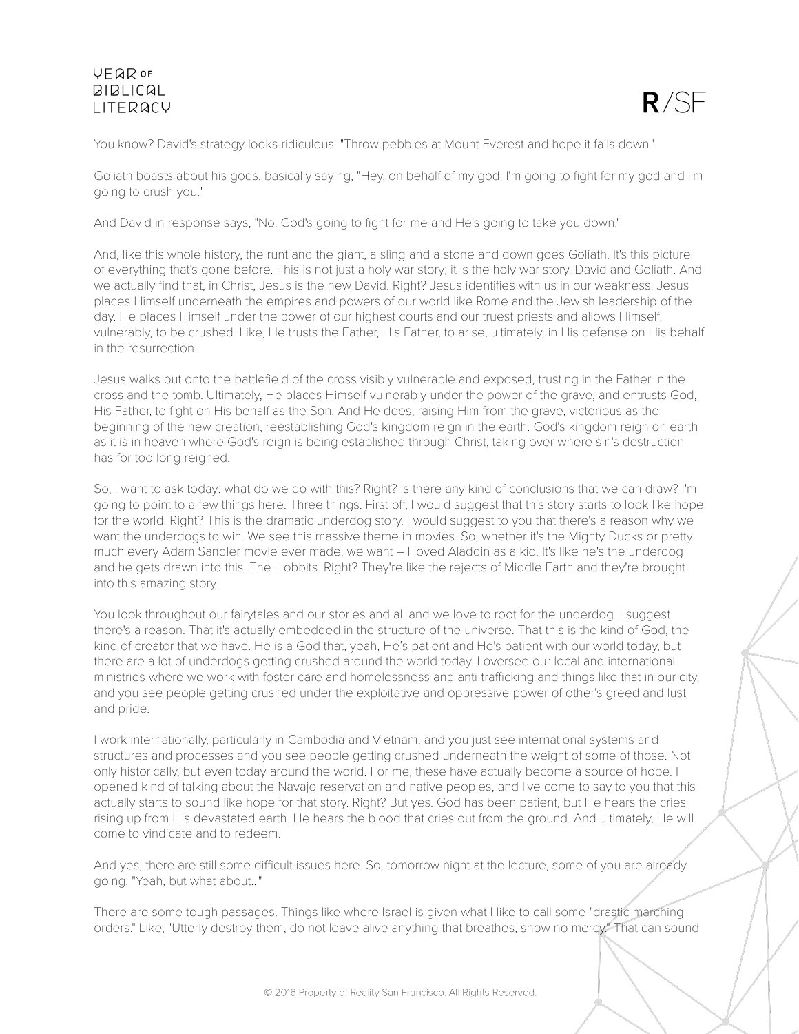You know? David's strategy looks ridiculous. "Throw pebbles at Mount Everest and hope it falls down."

Goliath boasts about his gods, basically saying, "Hey, on behalf of my god, I'm going to fight for my god and I'm going to crush you."

And David in response says, "No. God's going to fight for me and He's going to take you down."

And, like this whole history, the runt and the giant, a sling and a stone and down goes Goliath. It's this picture of everything that's gone before. This is not just a holy war story; it is the holy war story. David and Goliath. And we actually find that, in Christ, Jesus is the new David. Right? Jesus identifies with us in our weakness. Jesus places Himself underneath the empires and powers of our world like Rome and the Jewish leadership of the day. He places Himself under the power of our highest courts and our truest priests and allows Himself, vulnerably, to be crushed. Like, He trusts the Father, His Father, to arise, ultimately, in His defense on His behalf in the resurrection.

Jesus walks out onto the battlefield of the cross visibly vulnerable and exposed, trusting in the Father in the cross and the tomb. Ultimately, He places Himself vulnerably under the power of the grave, and entrusts God, His Father, to fight on His behalf as the Son. And He does, raising Him from the grave, victorious as the beginning of the new creation, reestablishing God's kingdom reign in the earth. God's kingdom reign on earth as it is in heaven where God's reign is being established through Christ, taking over where sin's destruction has for too long reigned.

So, I want to ask today: what do we do with this? Right? Is there any kind of conclusions that we can draw? I'm going to point to a few things here. Three things. First off, I would suggest that this story starts to look like hope for the world. Right? This is the dramatic underdog story. I would suggest to you that there's a reason why we want the underdogs to win. We see this massive theme in movies. So, whether it's the Mighty Ducks or pretty much every Adam Sandler movie ever made, we want – I loved Aladdin as a kid. It's like he's the underdog and he gets drawn into this. The Hobbits. Right? They're like the rejects of Middle Earth and they're brought into this amazing story.

You look throughout our fairytales and our stories and all and we love to root for the underdog. I suggest there's a reason. That it's actually embedded in the structure of the universe. That this is the kind of God, the kind of creator that we have. He is a God that, yeah, He's patient and He's patient with our world today, but there are a lot of underdogs getting crushed around the world today. I oversee our local and international ministries where we work with foster care and homelessness and anti-trafficking and things like that in our city, and you see people getting crushed under the exploitative and oppressive power of other's greed and lust and pride.

I work internationally, particularly in Cambodia and Vietnam, and you just see international systems and structures and processes and you see people getting crushed underneath the weight of some of those. Not only historically, but even today around the world. For me, these have actually become a source of hope. I opened kind of talking about the Navajo reservation and native peoples, and I've come to say to you that this actually starts to sound like hope for that story. Right? But yes. God has been patient, but He hears the cries rising up from His devastated earth. He hears the blood that cries out from the ground. And ultimately, He will come to vindicate and to redeem.

And yes, there are still some difficult issues here. So, tomorrow night at the lecture, some of you are already going, "Yeah, but what about..."

There are some tough passages. Things like where Israel is given what I like to call some "drastic marching orders." Like, "Utterly destroy them, do not leave alive anything that breathes, show no mercy." That can sound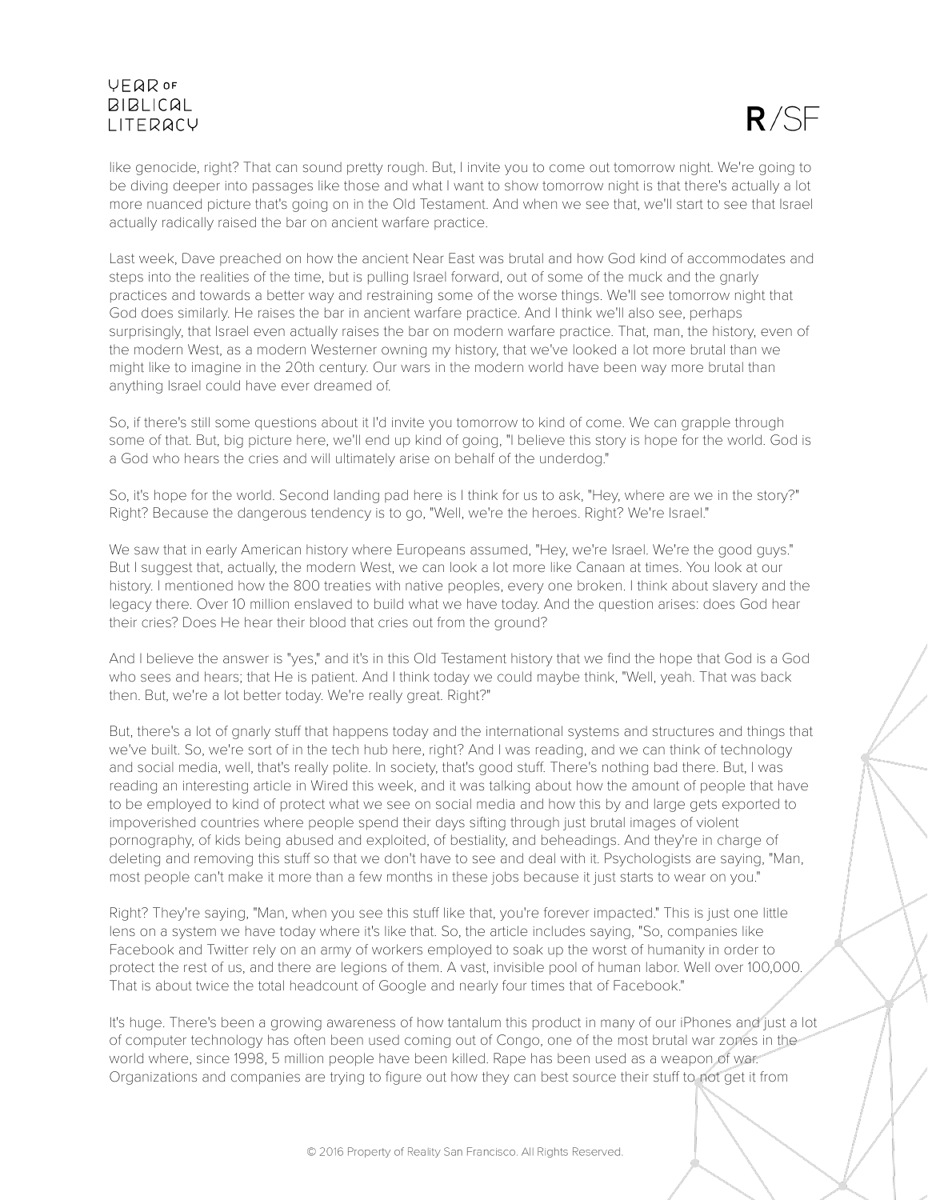like genocide, right? That can sound pretty rough. But, I invite you to come out tomorrow night. We're going to be diving deeper into passages like those and what I want to show tomorrow night is that there's actually a lot more nuanced picture that's going on in the Old Testament. And when we see that, we'll start to see that Israel actually radically raised the bar on ancient warfare practice.

Last week, Dave preached on how the ancient Near East was brutal and how God kind of accommodates and steps into the realities of the time, but is pulling Israel forward, out of some of the muck and the gnarly practices and towards a better way and restraining some of the worse things. We'll see tomorrow night that God does similarly. He raises the bar in ancient warfare practice. And I think we'll also see, perhaps surprisingly, that Israel even actually raises the bar on modern warfare practice. That, man, the history, even of the modern West, as a modern Westerner owning my history, that we've looked a lot more brutal than we might like to imagine in the 20th century. Our wars in the modern world have been way more brutal than anything Israel could have ever dreamed of.

So, if there's still some questions about it I'd invite you tomorrow to kind of come. We can grapple through some of that. But, big picture here, we'll end up kind of going, "I believe this story is hope for the world. God is a God who hears the cries and will ultimately arise on behalf of the underdog."

So, it's hope for the world. Second landing pad here is I think for us to ask, "Hey, where are we in the story?" Right? Because the dangerous tendency is to go, "Well, we're the heroes. Right? We're Israel."

We saw that in early American history where Europeans assumed, "Hey, we're Israel. We're the good guys." But I suggest that, actually, the modern West, we can look a lot more like Canaan at times. You look at our history. I mentioned how the 800 treaties with native peoples, every one broken. I think about slavery and the legacy there. Over 10 million enslaved to build what we have today. And the question arises: does God hear their cries? Does He hear their blood that cries out from the ground?

And I believe the answer is "yes," and it's in this Old Testament history that we find the hope that God is a God who sees and hears; that He is patient. And I think today we could maybe think, "Well, yeah. That was back then. But, we're a lot better today. We're really great. Right?"

But, there's a lot of gnarly stuff that happens today and the international systems and structures and things that we've built. So, we're sort of in the tech hub here, right? And I was reading, and we can think of technology and social media, well, that's really polite. In society, that's good stuff. There's nothing bad there. But, I was reading an interesting article in Wired this week, and it was talking about how the amount of people that have to be employed to kind of protect what we see on social media and how this by and large gets exported to impoverished countries where people spend their days sifting through just brutal images of violent pornography, of kids being abused and exploited, of bestiality, and beheadings. And they're in charge of deleting and removing this stuff so that we don't have to see and deal with it. Psychologists are saying, "Man, most people can't make it more than a few months in these jobs because it just starts to wear on you."

Right? They're saying, "Man, when you see this stuff like that, you're forever impacted." This is just one little lens on a system we have today where it's like that. So, the article includes saying, "So, companies like Facebook and Twitter rely on an army of workers employed to soak up the worst of humanity in order to protect the rest of us, and there are legions of them. A vast, invisible pool of human labor. Well over 100,000. That is about twice the total headcount of Google and nearly four times that of Facebook."

It's huge. There's been a growing awareness of how tantalum this product in many of our iPhones and just a lot of computer technology has often been used coming out of Congo, one of the most brutal war zones in the world where, since 1998, 5 million people have been killed. Rape has been used as a weapon of war. Organizations and companies are trying to figure out how they can best source their stuff to not get it from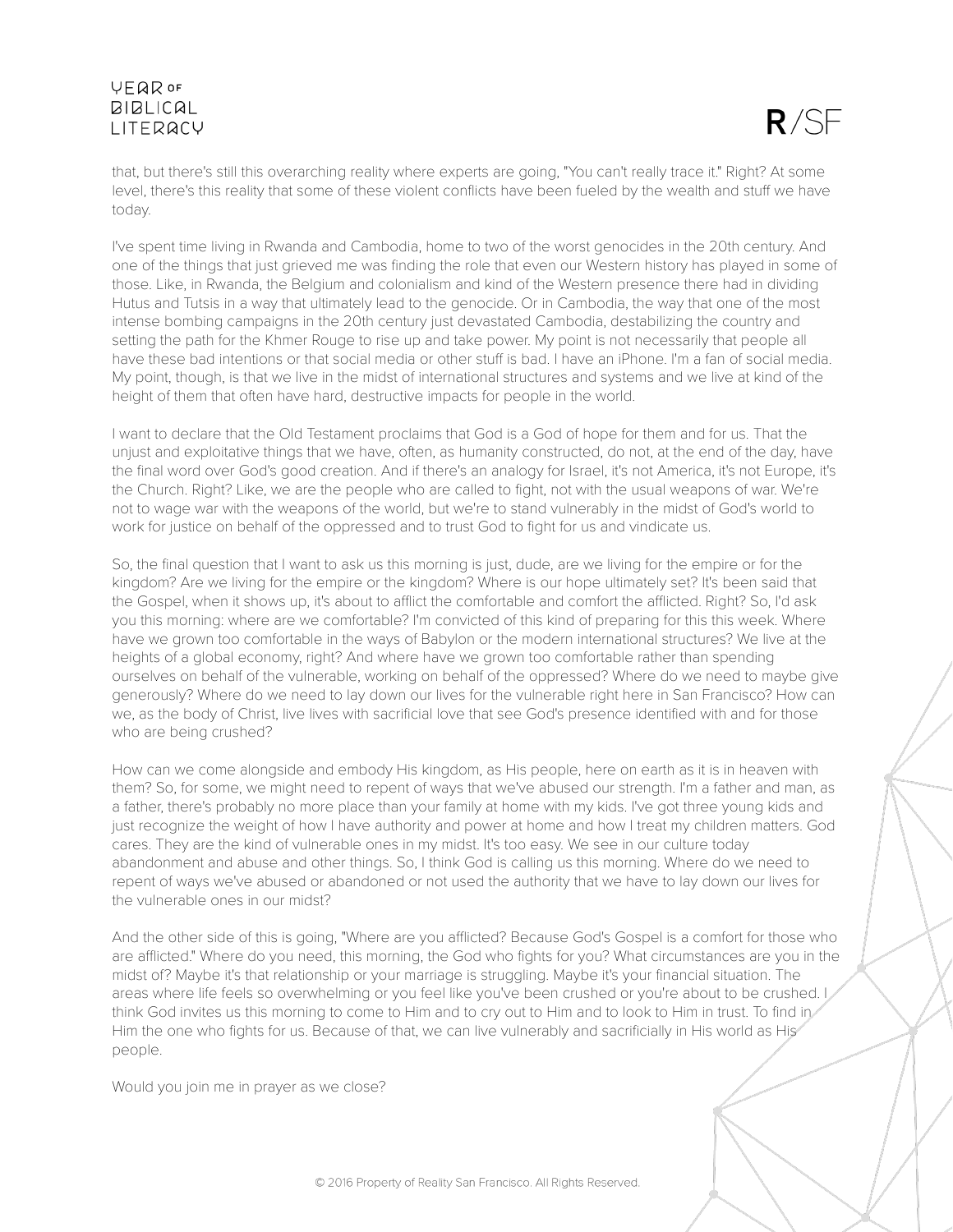that, but there's still this overarching reality where experts are going, "You can't really trace it." Right? At some level, there's this reality that some of these violent conflicts have been fueled by the wealth and stuff we have today.

I've spent time living in Rwanda and Cambodia, home to two of the worst genocides in the 20th century. And one of the things that just grieved me was finding the role that even our Western history has played in some of those. Like, in Rwanda, the Belgium and colonialism and kind of the Western presence there had in dividing Hutus and Tutsis in a way that ultimately lead to the genocide. Or in Cambodia, the way that one of the most intense bombing campaigns in the 20th century just devastated Cambodia, destabilizing the country and setting the path for the Khmer Rouge to rise up and take power. My point is not necessarily that people all have these bad intentions or that social media or other stuff is bad. I have an iPhone. I'm a fan of social media. My point, though, is that we live in the midst of international structures and systems and we live at kind of the height of them that often have hard, destructive impacts for people in the world.

I want to declare that the Old Testament proclaims that God is a God of hope for them and for us. That the unjust and exploitative things that we have, often, as humanity constructed, do not, at the end of the day, have the final word over God's good creation. And if there's an analogy for Israel, it's not America, it's not Europe, it's the Church. Right? Like, we are the people who are called to fight, not with the usual weapons of war. We're not to wage war with the weapons of the world, but we're to stand vulnerably in the midst of God's world to work for justice on behalf of the oppressed and to trust God to fight for us and vindicate us.

So, the final question that I want to ask us this morning is just, dude, are we living for the empire or for the kingdom? Are we living for the empire or the kingdom? Where is our hope ultimately set? It's been said that the Gospel, when it shows up, it's about to afflict the comfortable and comfort the afflicted. Right? So, I'd ask you this morning: where are we comfortable? I'm convicted of this kind of preparing for this this week. Where have we grown too comfortable in the ways of Babylon or the modern international structures? We live at the heights of a global economy, right? And where have we grown too comfortable rather than spending ourselves on behalf of the vulnerable, working on behalf of the oppressed? Where do we need to maybe give generously? Where do we need to lay down our lives for the vulnerable right here in San Francisco? How can we, as the body of Christ, live lives with sacrificial love that see God's presence identified with and for those who are being crushed?

How can we come alongside and embody His kingdom, as His people, here on earth as it is in heaven with them? So, for some, we might need to repent of ways that we've abused our strength. I'm a father and man, as a father, there's probably no more place than your family at home with my kids. I've got three young kids and just recognize the weight of how I have authority and power at home and how I treat my children matters. God cares. They are the kind of vulnerable ones in my midst. It's too easy. We see in our culture today abandonment and abuse and other things. So, I think God is calling us this morning. Where do we need to repent of ways we've abused or abandoned or not used the authority that we have to lay down our lives for the vulnerable ones in our midst?

And the other side of this is going, "Where are you afflicted? Because God's Gospel is a comfort for those who are afflicted." Where do you need, this morning, the God who fights for you? What circumstances are you in the midst of? Maybe it's that relationship or your marriage is struggling. Maybe it's your financial situation. The areas where life feels so overwhelming or you feel like you've been crushed or you're about to be crushed. I think God invites us this morning to come to Him and to cry out to Him and to look to Him in trust. To find in Him the one who fights for us. Because of that, we can live vulnerably and sacrificially in His world as His people.

Would you join me in prayer as we close?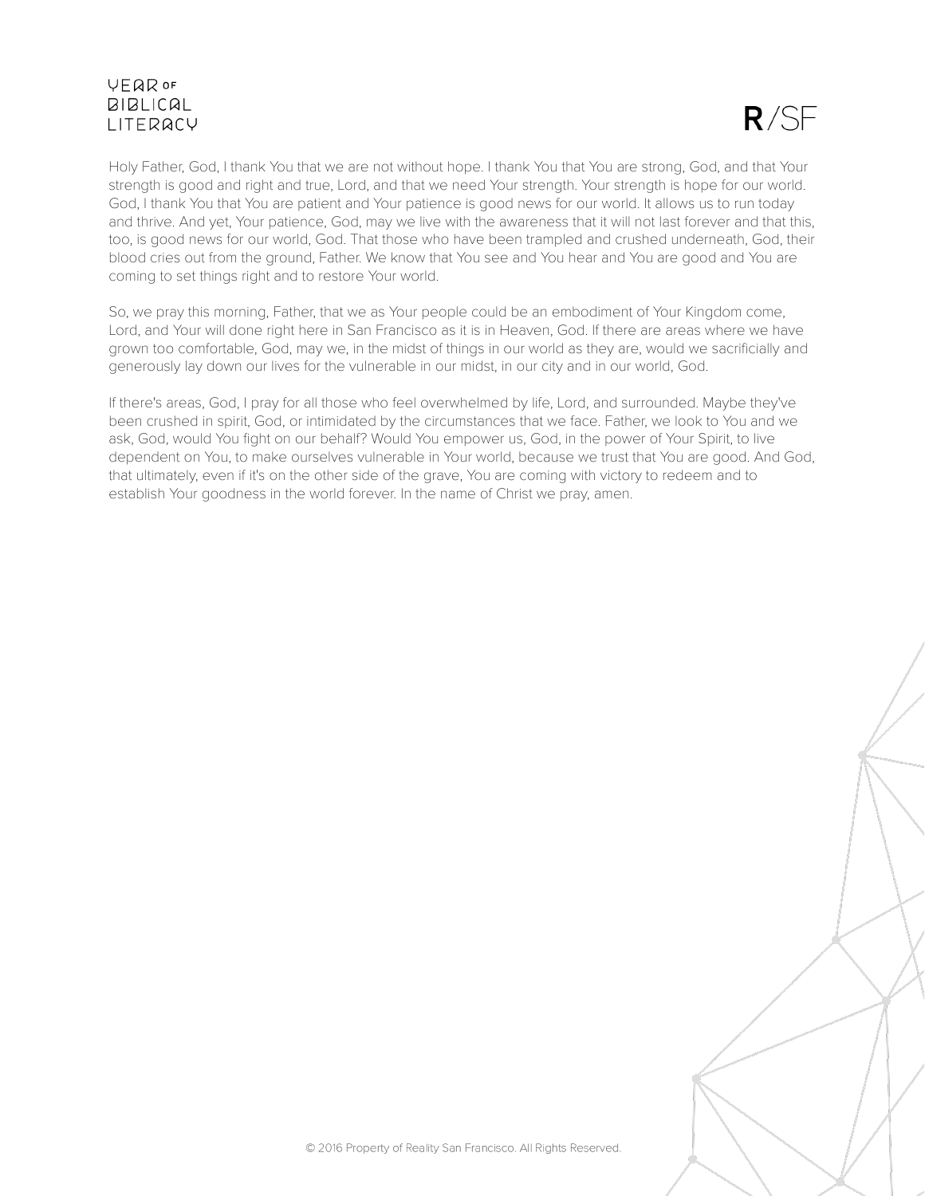Holy Father, God, I thank You that we are not without hope. I thank You that You are strong, God, and that Your strength is good and right and true, Lord, and that we need Your strength. Your strength is hope for our world. God, I thank You that You are patient and Your patience is good news for our world. It allows us to run today and thrive. And yet, Your patience, God, may we live with the awareness that it will not last forever and that this, too, is good news for our world, God. That those who have been trampled and crushed underneath, God, their blood cries out from the ground, Father. We know that You see and You hear and You are good and You are coming to set things right and to restore Your world.

So, we pray this morning, Father, that we as Your people could be an embodiment of Your Kingdom come, Lord, and Your will done right here in San Francisco as it is in Heaven, God. If there are areas where we have grown too comfortable, God, may we, in the midst of things in our world as they are, would we sacrificially and generously lay down our lives for the vulnerable in our midst, in our city and in our world, God.

If there's areas, God, I pray for all those who feel overwhelmed by life, Lord, and surrounded. Maybe they've been crushed in spirit, God, or intimidated by the circumstances that we face. Father, we look to You and we ask, God, would You fight on our behalf? Would You empower us, God, in the power of Your Spirit, to live dependent on You, to make ourselves vulnerable in Your world, because we trust that You are good. And God, that ultimately, even if it's on the other side of the grave, You are coming with victory to redeem and to establish Your goodness in the world forever. In the name of Christ we pray, amen.